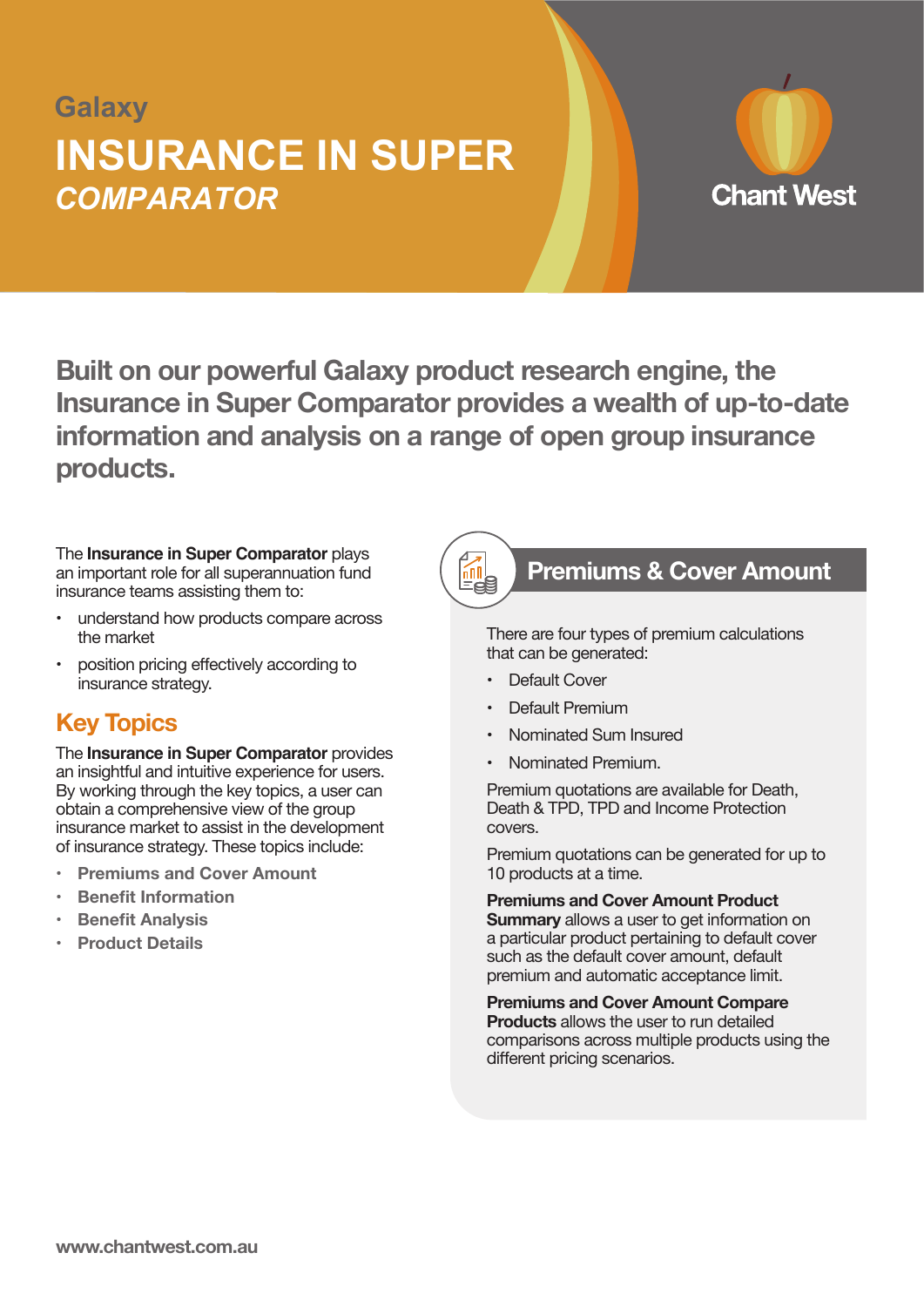Galaxy

# INSURANCE IN SUPER *COMPARATOR*

Chant West

**Built on our powerful Galaxy product research engine, the Insurance in Super Comparator provides a wealth of up-to-date information and analysis on a range of open group insurance products.**

The **Insurance in Super Comparator** plays an important role for all superannuation fund insurance teams assisting them to:

- understand how products compare across the market
- position pricing effectively according to insurance strategy.

## Key Topics

The **Insurance in Super Comparator** provides an insightful and intuitive experience for users. By working through the key topics, a user can obtain a comprehensive view of the group insurance market to assist in the development of insurance strategy. These topics include:

- **Premiums and Cover Amount**
- **Benefit Information**
- **Benefit Analysis**
- **Product Details**

## Premiums & Cover Amount

There are four types of premium calculations that can be generated:

- Default Cover
- Default Premium
- Nominated Sum Insured
- Nominated Premium.

Premium quotations are available for Death, Death & TPD, TPD and Income Protection covers.

Premium quotations can be generated for up to 10 products at a time.

**Premiums and Cover Amount Product Summary** allows a user to get information on a particular product pertaining to default cover such as the default cover amount, default premium and automatic acceptance limit.

**Premiums and Cover Amount Compare Products** allows the user to run detailed comparisons across multiple products using the different pricing scenarios.

www.chantwest.com.au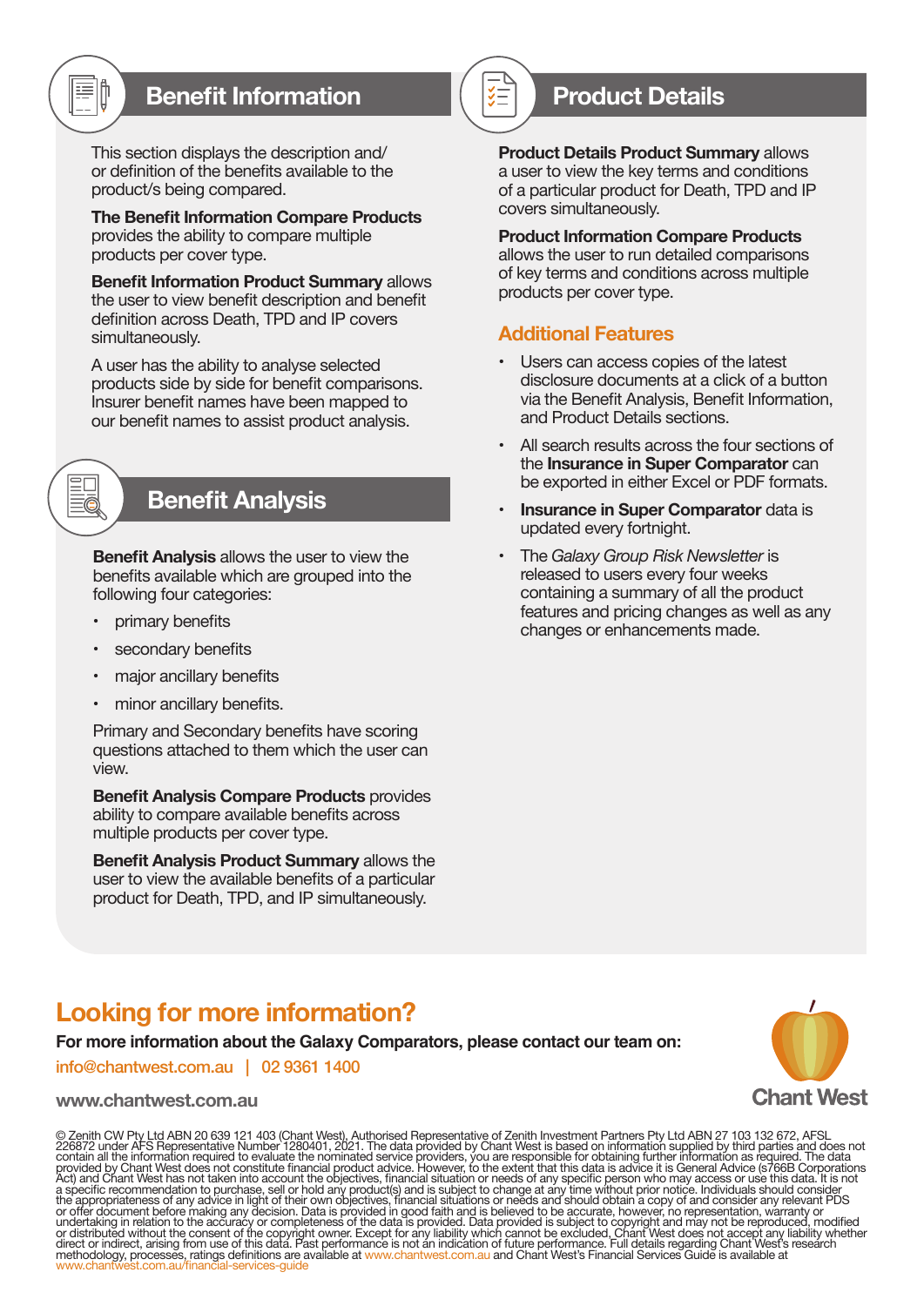## Benefit Information

This section displays the description and/or definition of the benefits available to the product/s being compared.

**The Benefit Information Compare Products** provides the ability to compare multiple products per cover type.

**Benefit Information Product Summary** allows the user to view benefit description and benefit definition across Death, TPD and IP covers simultaneously.

A user has the ability to analyse selected products side by side for benefit comparisons. Insurer benefit names have been mapped to our benefit names to assist product analysis.

## Benefit Analysis

**Benefit Analysis** allows the user to view the benefits available which are grouped into the following four categories:

- primary benefits
- secondary benefits
- major ancillary benefits
- minor ancillary benefits.

Primary and Secondary benefits have scoring questions attached to them which the user can view.

**Benefit Analysis Compare Products** provides ability to compare available benefits across multiple products per cover type.

**Benefit Analysis Product Summary** allows the user to view the available benefits of a particular product for Death, TPD, and IP simultaneously.

## Product Details

**Product Details Product Summary** allows a user to view the key terms and conditions of a particular product for Death, TPD and IP covers simultaneously.

**Product Information Compare Products** allows the user to run detailed comparisons of key terms and conditions across multiple products per cover type.

### Additional Features

- Users can access copies of the latest disclosure documents at a click of a button via the Benefit Analysis, Benefit Information, and Product Details sections.
- All search results across the four sections of the **Insurance in Super Comparator** can be exported in either Excel or PDF formats.
- **Insurance in Super Comparator** data is updated every fortnight.
- The *Galaxy Group Risk Newsletter* is released to users every four weeks containing a summary of all the product features and pricing changes as well as any changes or enhancements made.

## Looking for more information?

**For more information about the Galaxy Comparators, please contact our team on:**

info@chantwest.com.au | 02 9361 1400

**www.chantwest.com.au**

Chant West

© Zenith CW Pty Ltd ABN 20 639 121 403 (Chant West), Authorised Representative of Zenith Investment Partners Pty Ltd ABN 27 103 132 672, AFSL 226872 under AFS Representative Number 1280401, 2021. The data provided by Chant West is based on information supplied by third parties and does not contain all the information required to evaluate the nominated service providers, you are responsible for obtaining further information as required. The data provided by Chant West does not constitute financial product advice. However, to the extent that this data is advice it is General Advice (s766B Corporations Act) and Chant West has not taken into account the objectives, financial situation or needs of any specific person who may access or use this data. It is not a specific recommendation to purchase, sell or hold any product(s) and is subject to change at any time without prior notice. Individuals should consider the appropriateness of any advice in light of their own objectives, financial situations or needs and should obtain a copy of and consider any relevant PDS or offer document before making any decision. Data is provided in good faith and is believed to be accurate, however, no representation, warranty or undertaking in relation to the accuracy or completeness of the data is provided. Data provided is subject to copyright and may not be reproduced, modified or distributed without the consent of the copyright owner. Except for any liability which cannot be excluded, Chant West does not accept any liability whether direct or indirect, arising from use of this data. Past performance is not an indication of future performance. Full details regarding Chant West's research methodology, processes, ratings definitions are available at www.chantwest.com.au and Chant West's Financial Services Guide is available at www.chantwest.com.au/financial-services-guide